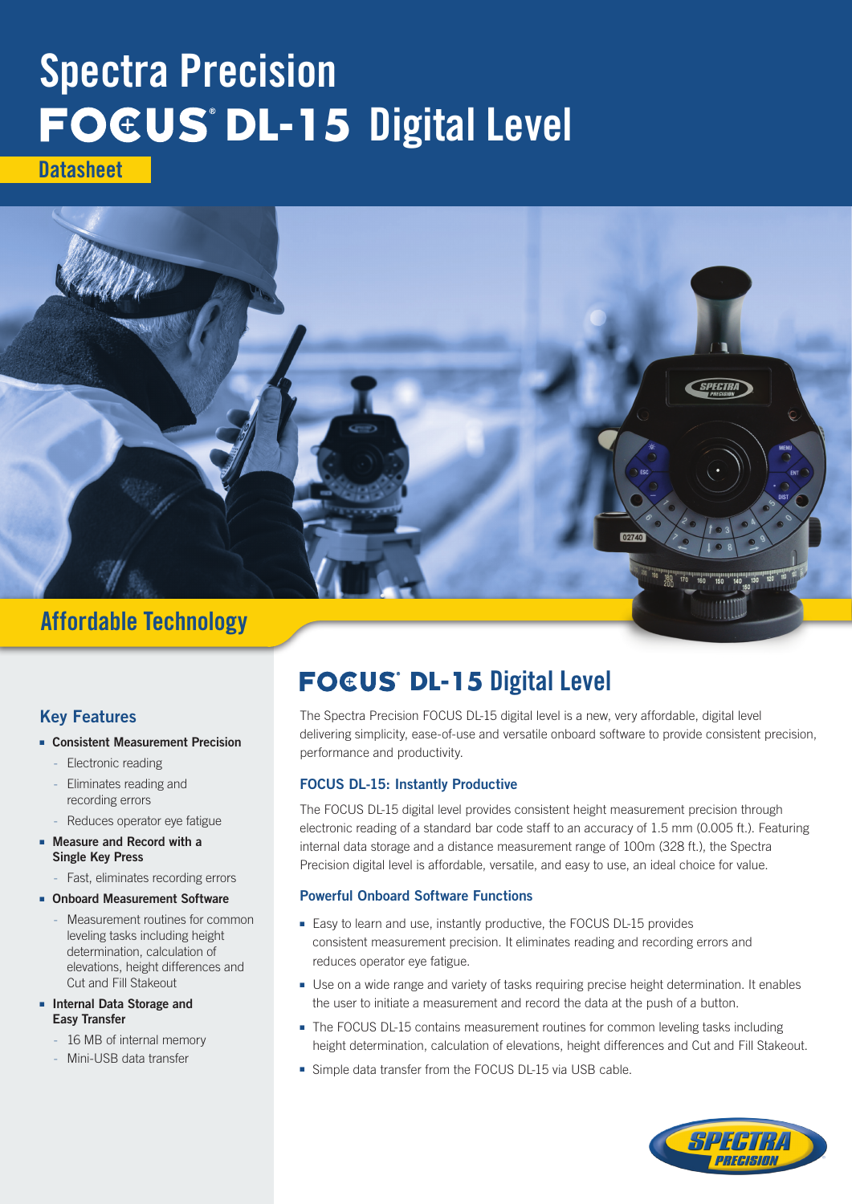# Spectra Precision FOCUS® DL-15 Digital Level

Datasheet

## Affordable Technology

## Key Features

- **Consistent Measurement Precision**
  - Electronic reading
  - Eliminates reading and recording errors
  - Reduces operator eye fatigue
- **Measure and Record with a Single Key Press**
  - Fast, eliminates recording errors
- **Onboard Measurement Software**
  - Measurement routines for common leveling tasks including height determination, calculation of elevations, height differences and Cut and Fill Stakeout
- **Internal Data Storage and Easy Transfer**
  - 16 MB of internal memory
  - Mini-USB data transfer

## FOCUS® DL-15 Digital Level

The Spectra Precision FOCUS DL-15 digital level is a new, very affordable, digital level delivering simplicity, ease-of-use and versatile onboard software to provide consistent precision, performance and productivity.

### FOCUS DL-15: Instantly Productive

The FOCUS DL-15 digital level provides consistent height measurement precision through electronic reading of a standard bar code staff to an accuracy of 1.5 mm (0.005 ft.). Featuring internal data storage and a distance measurement range of 100m (328 ft.), the Spectra Precision digital level is affordable, versatile, and easy to use, an ideal choice for value.

### Powerful Onboard Software Functions

- Easy to learn and use, instantly productive, the FOCUS DL-15 provides consistent measurement precision. It eliminates reading and recording errors and reduces operator eye fatigue.
- Use on a wide range and variety of tasks requiring precise height determination. It enables the user to initiate a measurement and record the data at the push of a button.
- The FOCUS DL-15 contains measurement routines for common leveling tasks including height determination, calculation of elevations, height differences and Cut and Fill Stakeout.
- Simple data transfer from the FOCUS DL-15 via USB cable.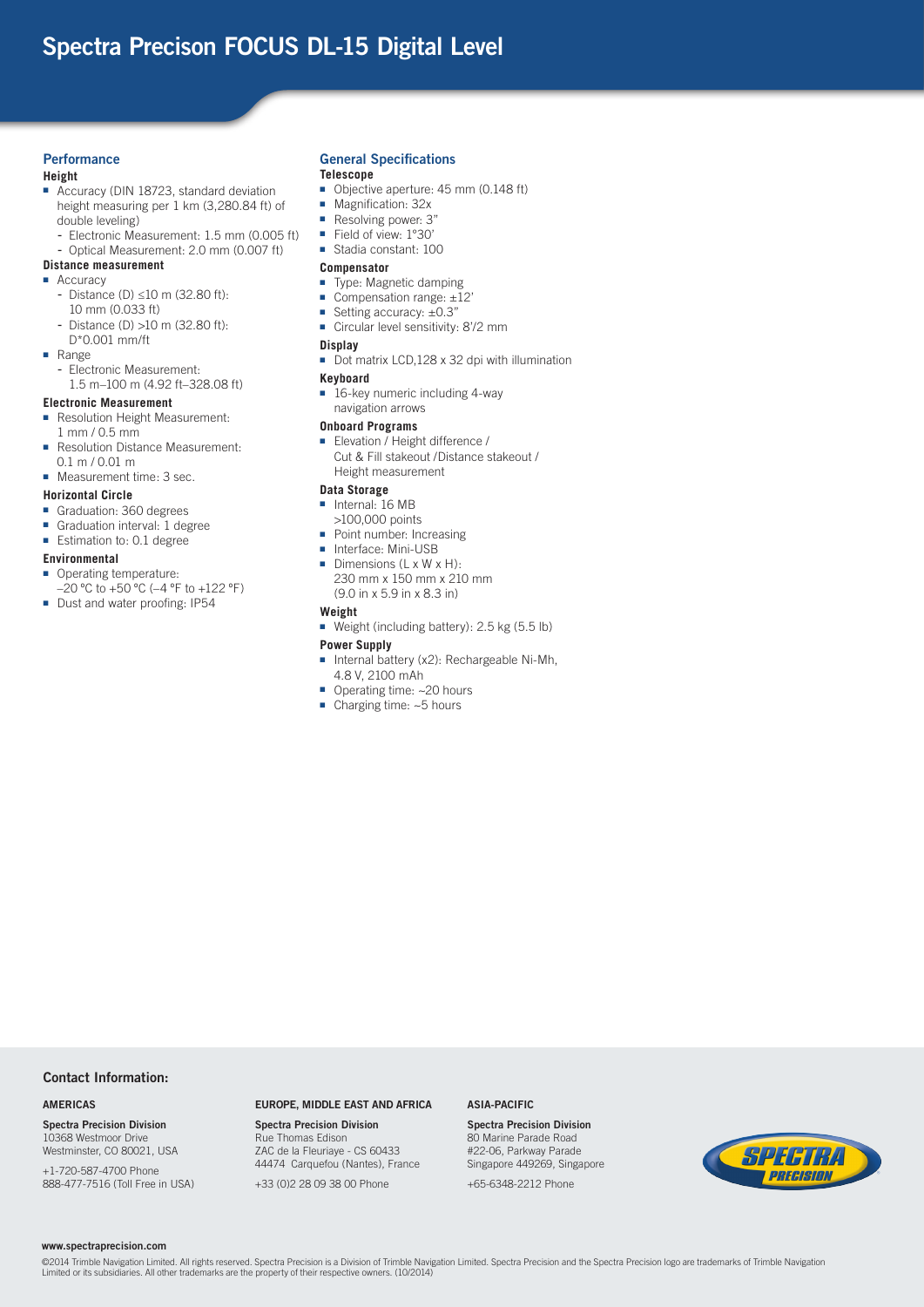# Spectra Precison FOCUS DL-15 Digital Level

## Performance

### Height

- Accuracy (DIN 18723, standard deviation height measuring per 1 km (3,280.84 ft) of double leveling)
  - Electronic Measurement: 1.5 mm (0.005 ft)
  - Optical Measurement: 2.0 mm (0.007 ft)

### Distance measurement

- Accuracy
  - Distance (D) ≤10 m (32.80 ft): 10 mm (0.033 ft)
  - Distance (D) >10 m (32.80 ft): D*0.001 mm/ft
- Range
  - Electronic Measurement: 1.5 m–100 m (4.92 ft–328.08 ft)

### Electronic Measurement

- Resolution Height Measurement: 1 mm / 0.5 mm
- Resolution Distance Measurement: 0.1 m / 0.01 m
- Measurement time: 3 sec.

### Horizontal Circle

- Graduation: 360 degrees
- Graduation interval: 1 degree
- Estimation to: 0.1 degree

### Environmental

- Operating temperature: –20 °C to +50 °C (–4 °F to +122 °F)
- Dust and water proofing: IP54

## General Specifications

### Telescope

- Objective aperture: 45 mm (0.148 ft)
- Magnification: 32x
- Resolving power: 3"
- Field of view: 1°30'
- Stadia constant: 100

### Compensator

- Type: Magnetic damping
- Compensation range: ±12'
- Setting accuracy: ±0.3"
- Circular level sensitivity: 8'/2 mm

### Display

- Dot matrix LCD,128 x 32 dpi with illumination

### Keyboard

- 16-key numeric including 4-way navigation arrows

### Onboard Programs

- Elevation / Height difference / Cut & Fill stakeout /Distance stakeout / Height measurement

### Data Storage

- Internal: 16 MB >100,000 points
- Point number: Increasing
- Interface: Mini-USB
- Dimensions (L x W x H): 230 mm x 150 mm x 210 mm (9.0 in x 5.9 in x 8.3 in)

### Weight

- Weight (including battery): 2.5 kg (5.5 lb)

### Power Supply

- Internal battery (x2): Rechargeable Ni-Mh, 4.8 V, 2100 mAh
- Operating time: ~20 hours
- Charging time: ~5 hours

## Contact Information:

**AMERICAS**

**Spectra Precision Division**
10368 Westmoor Drive
Westminster, CO 80021, USA

+1-720-587-4700 Phone
888-477-7516 (Toll Free in USA)

**EUROPE, MIDDLE EAST AND AFRICA**

**Spectra Precision Division**
Rue Thomas Edison
ZAC de la Fleuriaye - CS 60433
44474 Carquefou (Nantes), France

+33 (0)2 28 09 38 00 Phone

**ASIA-PACIFIC**

**Spectra Precision Division**
80 Marine Parade Road
#22-06, Parkway Parade
Singapore 449269, Singapore

+65-6348-2212 Phone

SPECTRA PRECISION

**www.spectraprecision.com**

©2014 Trimble Navigation Limited. All rights reserved. Spectra Precision is a Division of Trimble Navigation Limited. Spectra Precision and the Spectra Precision logo are trademarks of Trimble Navigation Limited or its subsidiaries. All other trademarks are the property of their respective owners. (10/2014)